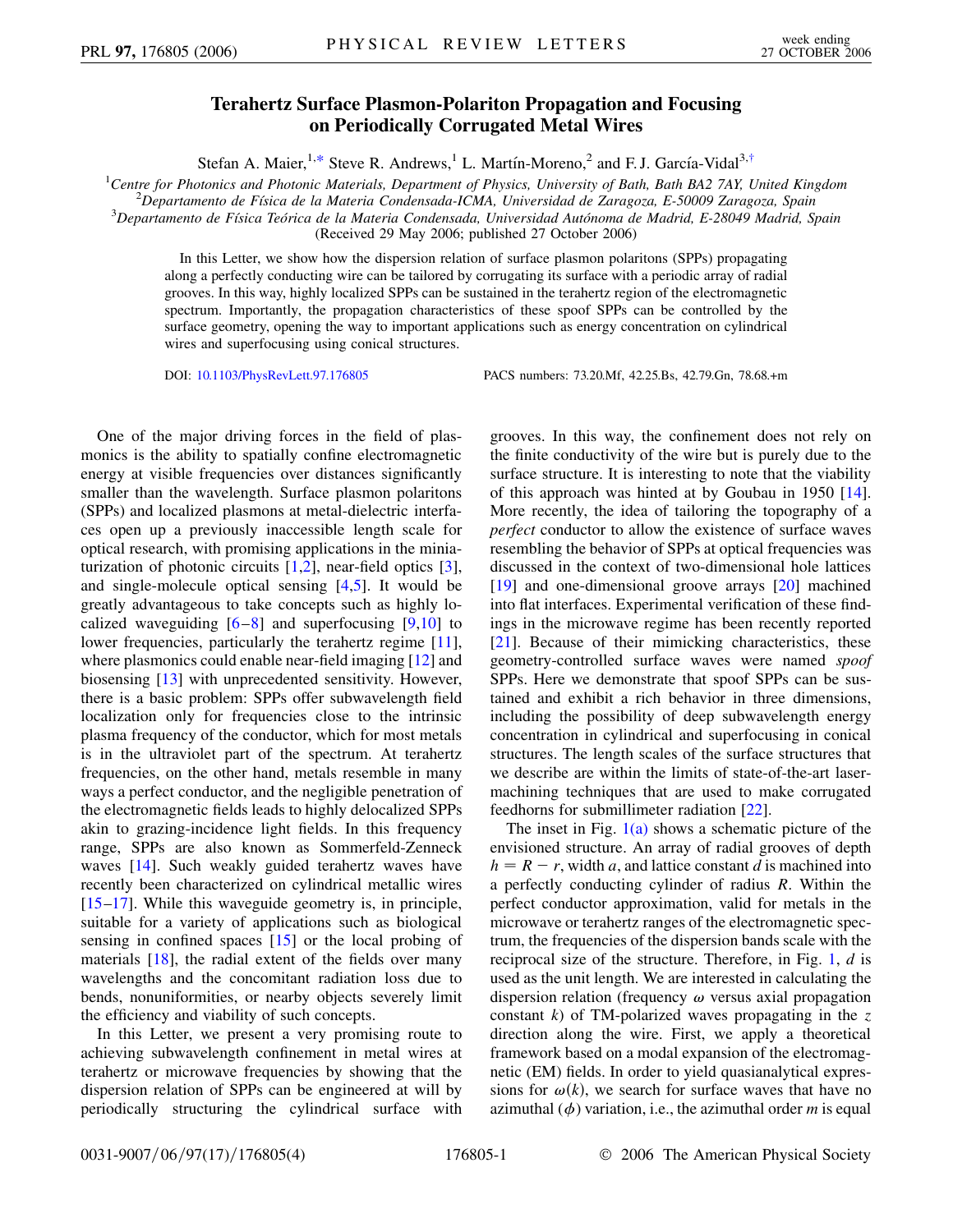# Terahertz Surface Plasmon-Polariton Propagation and Focusing on Periodically Corrugated Metal Wires

Stefan A. Maier,[1,*] Steve R. Andrews,[1] L. Martín-Moreno,[2] and F. J. García-Vidal[3,†]

[1]Centre for Photonics and Photonic Materials, Department of Physics, University of Bath, Bath BA2 7AY, United Kingdom
[2]Departamento de Física de la Materia Condensada-ICMA, Universidad de Zaragoza, E-50009 Zaragoza, Spain
[3]Departamento de Física Teórica de la Materia Condensada, Universidad Autónoma de Madrid, E-28049 Madrid, Spain
(Received 29 May 2006; published 27 October 2006)

In this Letter, we show how the dispersion relation of surface plasmon polaritons (SPPs) propagating along a perfectly conducting wire can be tailored by corrugating its surface with a periodic array of radial grooves. In this way, highly localized SPPs can be sustained in the terahertz region of the electromagnetic spectrum. Importantly, the propagation characteristics of these spoof SPPs can be controlled by the surface geometry, opening the way to important applications such as energy concentration on cylindrical wires and superfocusing using conical structures.

DOI: 10.1103/PhysRevLett.97.176805 PACS numbers: 73.20.Mf, 42.25.Bs, 42.79.Gn, 78.68.+m

One of the major driving forces in the field of plasmonics is the ability to spatially confine electromagnetic energy at visible frequencies over distances significantly smaller than the wavelength. Surface plasmon polaritons (SPPs) and localized plasmons at metal-dielectric interfaces open up a previously inaccessible length scale for optical research, with promising applications in the miniaturization of photonic circuits [1,2], near-field optics [3], and single-molecule optical sensing [4,5]. It would be greatly advantageous to take concepts such as highly localized waveguiding [6–8] and superfocusing [9,10] to lower frequencies, particularly the terahertz regime [11], where plasmonics could enable near-field imaging [12] and biosensing [13] with unprecedented sensitivity. However, there is a basic problem: SPPs offer subwavelength field localization only for frequencies close to the intrinsic plasma frequency of the conductor, which for most metals is in the ultraviolet part of the spectrum. At terahertz frequencies, on the other hand, metals resemble in many ways a perfect conductor, and the negligible penetration of the electromagnetic fields leads to highly delocalized SPPs akin to grazing-incidence light fields. In this frequency range, SPPs are also known as Sommerfeld-Zenneck waves [14]. Such weakly guided terahertz waves have recently been characterized on cylindrical metallic wires [15–17]. While this waveguide geometry is, in principle, suitable for a variety of applications such as biological sensing in confined spaces [15] or the local probing of materials [18], the radial extent of the fields over many wavelengths and the concomitant radiation loss due to bends, nonuniformities, or nearby objects severely limit the efficiency and viability of such concepts.

In this Letter, we present a very promising route to achieving subwavelength confinement in metal wires at terahertz or microwave frequencies by showing that the dispersion relation of SPPs can be engineered at will by periodically structuring the cylindrical surface with grooves. In this way, the confinement does not rely on the finite conductivity of the wire but is purely due to the surface structure. It is interesting to note that the viability of this approach was hinted at by Goubau in 1950 [14]. More recently, the idea of tailoring the topography of a *perfect* conductor to allow the existence of surface waves resembling the behavior of SPPs at optical frequencies was discussed in the context of two-dimensional hole lattices [19] and one-dimensional groove arrays [20] machined into flat interfaces. Experimental verification of these findings in the microwave regime has been recently reported [21]. Because of their mimicking characteristics, these geometry-controlled surface waves were named *spoof* SPPs. Here we demonstrate that spoof SPPs can be sustained and exhibit a rich behavior in three dimensions, including the possibility of deep subwavelength energy concentration in cylindrical and superfocusing in conical structures. The length scales of the surface structures that we describe are within the limits of state-of-the-art laser-machining techniques that are used to make corrugated feedhorns for submillimeter radiation [22].

The inset in Fig. 1(a) shows a schematic picture of the envisioned structure. An array of radial grooves of depth $h = R - r$, width $a$, and lattice constant $d$ is machined into a perfectly conducting cylinder of radius $R$. Within the perfect conductor approximation, valid for metals in the microwave or terahertz ranges of the electromagnetic spectrum, the frequencies of the dispersion bands scale with the reciprocal size of the structure. Therefore, in Fig. 1, $d$ is used as the unit length. We are interested in calculating the dispersion relation (frequency $\omega$ versus axial propagation constant $k$) of TM-polarized waves propagating in the $z$ direction along the wire. First, we apply a theoretical framework based on a modal expansion of the electromagnetic (EM) fields. In order to yield quasianalytical expressions for $\omega(k)$, we search for surface waves that have no azimuthal ($\phi$) variation, i.e., the azimuthal order $m$ is equal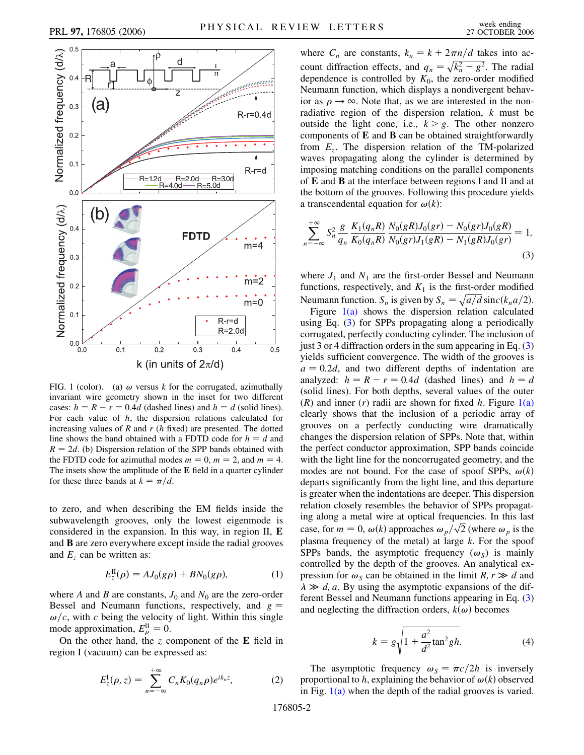FIG. 1 (color). (a) $\omega$ versus $k$ for the corrugated, azimuthally invariant wire geometry shown in the inset for two different cases: $h = R - r = 0.4d$ (dashed lines) and $h = d$ (solid lines). For each value of $h$, the dispersion relations calculated for increasing values of $R$ and $r$ ($h$ fixed) are presented. The dotted line shows the band obtained with a FDTD code for $h = d$ and $R = 2d$. (b) Dispersion relation of the SPP bands obtained with the FDTD code for azimuthal modes $m = 0$, $m = 2$, and $m = 4$. The insets show the amplitude of the **E** field in a quarter cylinder for these three bands at $k = \pi/d$.

to zero, and when describing the EM fields inside the subwavelength grooves, only the lowest eigenmode is considered in the expansion. In this way, in region II, **E** and **B** are zero everywhere except inside the radial grooves and $E_z$ can be written as:

$$E_z^{\mathrm{II}}(\rho) = AJ_0(g\rho) + BN_0(g\rho), \tag{1}$$

where $A$ and $B$ are constants, $J_0$ and $N_0$ are the zero-order Bessel and Neumann functions, respectively, and $g = \omega/c$, with $c$ being the velocity of light. Within this single mode approximation, $E_\rho^{\mathrm{II}} = 0$.

On the other hand, the $z$ component of the **E** field in region I (vacuum) can be expressed as:

$$E_z^{\mathrm{I}}(\rho, z) = \sum_{n=-\infty}^{+\infty} C_n K_0(q_n\rho)e^{ik_n z}, \tag{2}$$

where $C_n$ are constants, $k_n = k + 2\pi n/d$ takes into account diffraction effects, and $q_n = \sqrt{k_n^2 - g^2}$. The radial dependence is controlled by $K_0$, the zero-order modified Neumann function, which displays a nondivergent behavior as $\rho \to \infty$. Note that, as we are interested in the nonradiative region of the dispersion relation, $k$ must be outside the light cone, i.e., $k > g$. The other nonzero components of **E** and **B** can be obtained straightforwardly from $E_z$. The dispersion relation of the TM-polarized waves propagating along the cylinder is determined by imposing matching conditions on the parallel components of **E** and **B** at the interface between regions I and II and at the bottom of the grooves. Following this procedure yields a transcendental equation for $\omega(k)$:

$$\sum_{n=-\infty}^{+\infty} S_n^2 \frac{g}{q_n} \frac{K_1(q_nR)}{K_0(q_nR)} \frac{N_0(gR)J_0(gr) - N_0(gr)J_0(gR)}{N_0(gr)J_1(gR) - N_1(gR)J_0(gr)} = 1, \tag{3}$$

where $J_1$ and $N_1$ are the first-order Bessel and Neumann functions, respectively, and $K_1$ is the first-order modified Neumann function. $S_n$ is given by $S_n = \sqrt{a/d}\,\mathrm{sinc}(k_na/2)$.

Figure 1(a) shows the dispersion relation calculated using Eq. (3) for SPPs propagating along a periodically corrugated, perfectly conducting cylinder. The inclusion of just 3 or 4 diffraction orders in the sum appearing in Eq. (3) yields sufficient convergence. The width of the grooves is $a = 0.2d$, and two different depths of indentation are analyzed: $h = R - r = 0.4d$ (dashed lines) and $h = d$ (solid lines). For both depths, several values of the outer ($R$) and inner ($r$) radii are shown for fixed $h$. Figure 1(a) clearly shows that the inclusion of a periodic array of grooves on a perfectly conducting wire dramatically changes the dispersion relation of SPPs. Note that, within the perfect conductor approximation, SPP bands coincide with the light line for the noncorrugated geometry, and the modes are not bound. For the case of spoof SPPs, $\omega(k)$ departs significantly from the light line, and this departure is greater when the indentations are deeper. This dispersion relation closely resembles the behavior of SPPs propagating along a metal wire at optical frequencies. In this last case, for $m = 0$, $\omega(k)$ approaches $\omega_p/\sqrt{2}$ (where $\omega_p$ is the plasma frequency of the metal) at large $k$. For the spoof SPPs bands, the asymptotic frequency ($\omega_S$) is mainly controlled by the depth of the grooves. An analytical expression for $\omega_S$ can be obtained in the limit $R, r \gg d$ and $\lambda \gg d, a$. By using the asymptotic expansions of the different Bessel and Neumann functions appearing in Eq. (3) and neglecting the diffraction orders, $k(\omega)$ becomes

$$k = g\sqrt{1 + \frac{a^2}{d^2}\tan^2 gh}. \tag{4}$$

The asymptotic frequency $\omega_S = \pi c/2h$ is inversely proportional to $h$, explaining the behavior of $\omega(k)$ observed in Fig. 1(a) when the depth of the radial grooves is varied.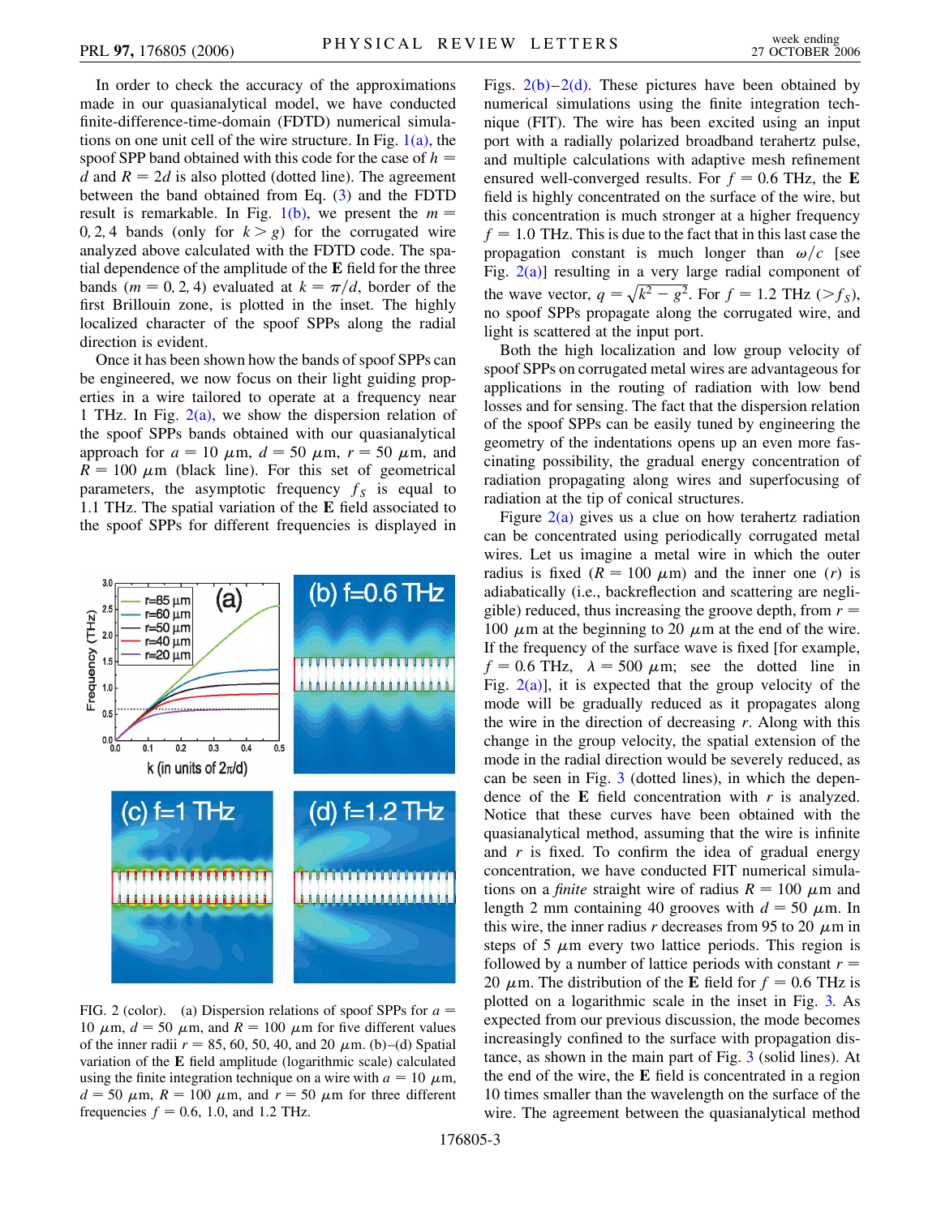In order to check the accuracy of the approximations made in our quasianalytical model, we have conducted finite-difference-time-domain (FDTD) numerical simulations on one unit cell of the wire structure. In Fig. 1(a), the spoof SPP band obtained with this code for the case of $h = d$ and $R = 2d$ is also plotted (dotted line). The agreement between the band obtained from Eq. (3) and the FDTD result is remarkable. In Fig. 1(b), we present the $m = 0, 2, 4$ bands (only for $k > g$) for the corrugated wire analyzed above calculated with the FDTD code. The spatial dependence of the amplitude of the **E** field for the three bands ($m = 0, 2, 4$) evaluated at $k = \pi/d$, border of the first Brillouin zone, is plotted in the inset. The highly localized character of the spoof SPPs along the radial direction is evident.

Once it has been shown how the bands of spoof SPPs can be engineered, we now focus on their light guiding properties in a wire tailored to operate at a frequency near 1 THz. In Fig. 2(a), we show the dispersion relation of the spoof SPPs bands obtained with our quasianalytical approach for $a = 10\ \mu$m, $d = 50\ \mu$m, $r = 50\ \mu$m, and $R = 100\ \mu$m (black line). For this set of geometrical parameters, the asymptotic frequency $f_S$ is equal to 1.1 THz. The spatial variation of the **E** field associated to the spoof SPPs for different frequencies is displayed in Figs. 2(b)–2(d). These pictures have been obtained by numerical simulations using the finite integration technique (FIT). The wire has been excited using an input port with a radially polarized broadband terahertz pulse, and multiple calculations with adaptive mesh refinement ensured well-converged results. For $f = 0.6$ THz, the **E** field is highly concentrated on the surface of the wire, but this concentration is much stronger at a higher frequency $f = 1.0$ THz. This is due to the fact that in this last case the propagation constant is much longer than $\omega/c$ [see Fig. 2(a)] resulting in a very large radial component of the wave vector, $q = \sqrt{k^2 - g^2}$. For $f = 1.2$ THz ($> f_S$), no spoof SPPs propagate along the corrugated wire, and light is scattered at the input port.

FIG. 2 (color). (a) Dispersion relations of spoof SPPs for $a = 10\ \mu$m, $d = 50\ \mu$m, and $R = 100\ \mu$m for five different values of the inner radii $r = 85$, 60, 50, 40, and 20 $\mu$m. (b)–(d) Spatial variation of the **E** field amplitude (logarithmic scale) calculated using the finite integration technique on a wire with $a = 10\ \mu$m, $d = 50\ \mu$m, $R = 100\ \mu$m, and $r = 50\ \mu$m for three different frequencies $f = 0.6$, 1.0, and 1.2 THz.

Both the high localization and low group velocity of spoof SPPs on corrugated metal wires are advantageous for applications in the routing of radiation with low bend losses and for sensing. The fact that the dispersion relation of the spoof SPPs can be easily tuned by engineering the geometry of the indentations opens up an even more fascinating possibility, the gradual energy concentration of radiation propagating along wires and superfocusing of radiation at the tip of conical structures.

Figure 2(a) gives us a clue on how terahertz radiation can be concentrated using periodically corrugated metal wires. Let us imagine a metal wire in which the outer radius is fixed ($R = 100\ \mu$m) and the inner one ($r$) is adiabatically (i.e., backreflection and scattering are negligible) reduced, thus increasing the groove depth, from $r = 100\ \mu$m at the beginning to 20 $\mu$m at the end of the wire. If the frequency of the surface wave is fixed [for example, $f = 0.6$ THz, $\lambda = 500\ \mu$m; see the dotted line in Fig. 2(a)], it is expected that the group velocity of the mode will be gradually reduced as it propagates along the wire in the direction of decreasing $r$. Along with this change in the group velocity, the spatial extension of the mode in the radial direction would be severely reduced, as can be seen in Fig. 3 (dotted lines), in which the dependence of the **E** field concentration with $r$ is analyzed. Notice that these curves have been obtained with the quasianalytical method, assuming that the wire is infinite and $r$ is fixed. To confirm the idea of gradual energy concentration, we have conducted FIT numerical simulations on a *finite* straight wire of radius $R = 100\ \mu$m and length 2 mm containing 40 grooves with $d = 50\ \mu$m. In this wire, the inner radius $r$ decreases from 95 to 20 $\mu$m in steps of 5 $\mu$m every two lattice periods. This region is followed by a number of lattice periods with constant $r = 20\ \mu$m. The distribution of the **E** field for $f = 0.6$ THz is plotted on a logarithmic scale in the inset in Fig. 3. As expected from our previous discussion, the mode becomes increasingly confined to the surface with propagation distance, as shown in the main part of Fig. 3 (solid lines). At the end of the wire, the **E** field is concentrated in a region 10 times smaller than the wavelength on the surface of the wire. The agreement between the quasianalytical method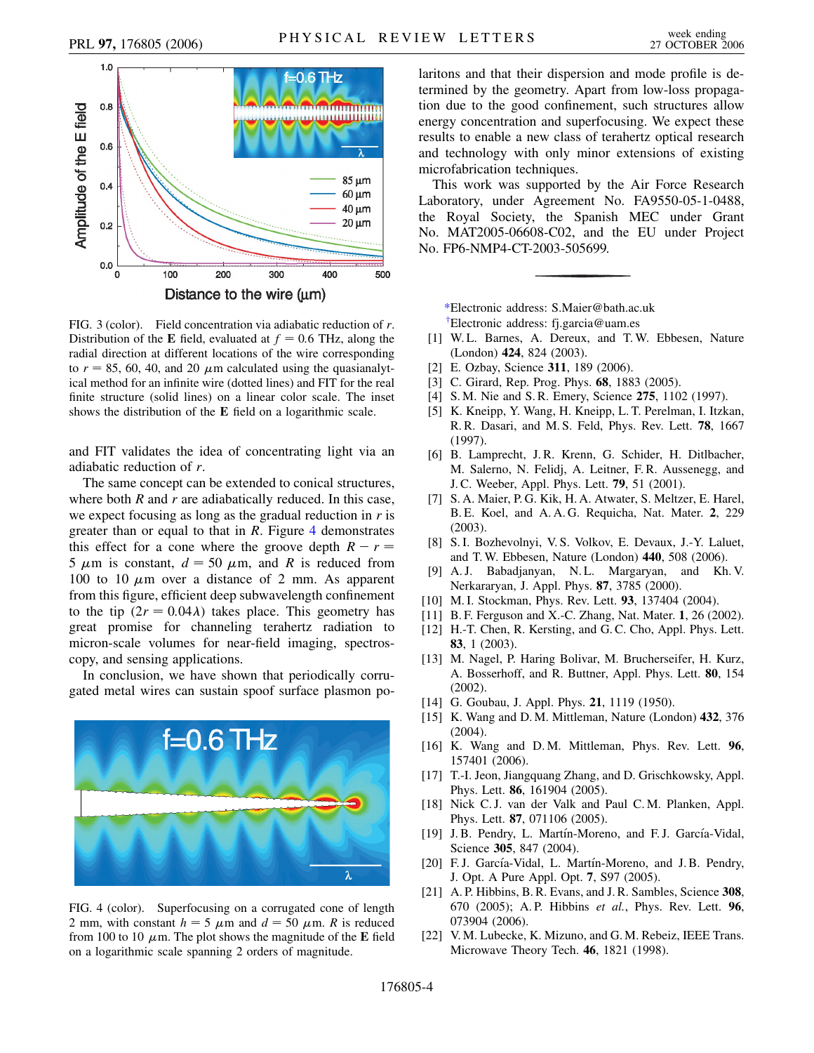Amplitude of the E field

1.0

0.8

0.6

0.4

0.2

0.0

0 100 200 300 400 500

Distance to the wire (μm)

f=0.6 THz

λ

85 μm

60 μm

40 μm

20 μm

FIG. 3 (color). Field concentration via adiabatic reduction of $r$. Distribution of the **E** field, evaluated at $f = 0.6$ THz, along the radial direction at different locations of the wire corresponding to $r = 85$, 60, 40, and 20 $\mu$m calculated using the quasianalytical method for an infinite wire (dotted lines) and FIT for the real finite structure (solid lines) on a linear color scale. The inset shows the distribution of the **E** field on a logarithmic scale.

and FIT validates the idea of concentrating light via an adiabatic reduction of $r$.

The same concept can be extended to conical structures, where both $R$ and $r$ are adiabatically reduced. In this case, we expect focusing as long as the gradual reduction in $r$ is greater than or equal to that in $R$. Figure 4 demonstrates this effect for a cone where the groove depth $R - r = 5$ $\mu$m is constant, $d = 50$ $\mu$m, and $R$ is reduced from 100 to 10 $\mu$m over a distance of 2 mm. As apparent from this figure, efficient deep subwavelength confinement to the tip ($2r = 0.04\lambda$) takes place. This geometry has great promise for channeling terahertz radiation to micron-scale volumes for near-field imaging, spectroscopy, and sensing applications.

In conclusion, we have shown that periodically corrugated metal wires can sustain spoof surface plasmon polaritons and that their dispersion and mode profile is determined by the geometry. Apart from low-loss propagation due to the good confinement, such structures allow energy concentration and superfocusing. We expect these results to enable a new class of terahertz optical research and technology with only minor extensions of existing microfabrication techniques.

f=0.6 THz

λ

FIG. 4 (color). Superfocusing on a corrugated cone of length 2 mm, with constant $h = 5$ $\mu$m and $d = 50$ $\mu$m. $R$ is reduced from 100 to 10 $\mu$m. The plot shows the magnitude of the **E** field on a logarithmic scale spanning 2 orders of magnitude.

This work was supported by the Air Force Research Laboratory, under Agreement No. FA9550-05-1-0488, the Royal Society, the Spanish MEC under Grant No. MAT2005-06608-C02, and the EU under Project No. FP6-NMP4-CT-2003-505699.

*Electronic address: S.Maier@bath.ac.uk

†Electronic address: fj.garcia@uam.es

[1] W. L. Barnes, A. Dereux, and T. W. Ebbesen, Nature (London) **424**, 824 (2003).

[2] E. Ozbay, Science **311**, 189 (2006).

[3] C. Girard, Rep. Prog. Phys. **68**, 1883 (2005).

[4] S. M. Nie and S. R. Emery, Science **275**, 1102 (1997).

[5] K. Kneipp, Y. Wang, H. Kneipp, L. T. Perelman, I. Itzkan, R. R. Dasari, and M. S. Feld, Phys. Rev. Lett. **78**, 1667 (1997).

[6] B. Lamprecht, J. R. Krenn, G. Schider, H. Ditlbacher, M. Salerno, N. Felidj, A. Leitner, F. R. Aussenegg, and J. C. Weeber, Appl. Phys. Lett. **79**, 51 (2001).

[7] S. A. Maier, P. G. Kik, H. A. Atwater, S. Meltzer, E. Harel, B. E. Koel, and A. A. G. Requicha, Nat. Mater. **2**, 229 (2003).

[8] S. I. Bozhevolnyi, V. S. Volkov, E. Devaux, J.-Y. Laluet, and T. W. Ebbesen, Nature (London) **440**, 508 (2006).

[9] A. J. Babadjanyan, N. L. Margaryan, and Kh. V. Nerkararyan, J. Appl. Phys. **87**, 3785 (2000).

[10] M. I. Stockman, Phys. Rev. Lett. **93**, 137404 (2004).

[11] B. F. Ferguson and X.-C. Zhang, Nat. Mater. **1**, 26 (2002).

[12] H.-T. Chen, R. Kersting, and G. C. Cho, Appl. Phys. Lett. **83**, 1 (2003).

[13] M. Nagel, P. Haring Bolivar, M. Brucherseifer, H. Kurz, A. Bosserhoff, and R. Buttner, Appl. Phys. Lett. **80**, 154 (2002).

[14] G. Goubau, J. Appl. Phys. **21**, 1119 (1950).

[15] K. Wang and D. M. Mittleman, Nature (London) **432**, 376 (2004).

[16] K. Wang and D. M. Mittleman, Phys. Rev. Lett. **96**, 157401 (2006).

[17] T.-I. Jeon, Jiangquang Zhang, and D. Grischkowsky, Appl. Phys. Lett. **86**, 161904 (2005).

[18] Nick C. J. van der Valk and Paul C. M. Planken, Appl. Phys. Lett. **87**, 071106 (2005).

[19] J. B. Pendry, L. Martín-Moreno, and F. J. García-Vidal, Science **305**, 847 (2004).

[20] F. J. García-Vidal, L. Martín-Moreno, and J. B. Pendry, J. Opt. A Pure Appl. Opt. **7**, S97 (2005).

[21] A. P. Hibbins, B. R. Evans, and J. R. Sambles, Science **308**, 670 (2005); A. P. Hibbins *et al.*, Phys. Rev. Lett. **96**, 073904 (2006).

[22] V. M. Lubecke, K. Mizuno, and G. M. Rebeiz, IEEE Trans. Microwave Theory Tech. **46**, 1821 (1998).